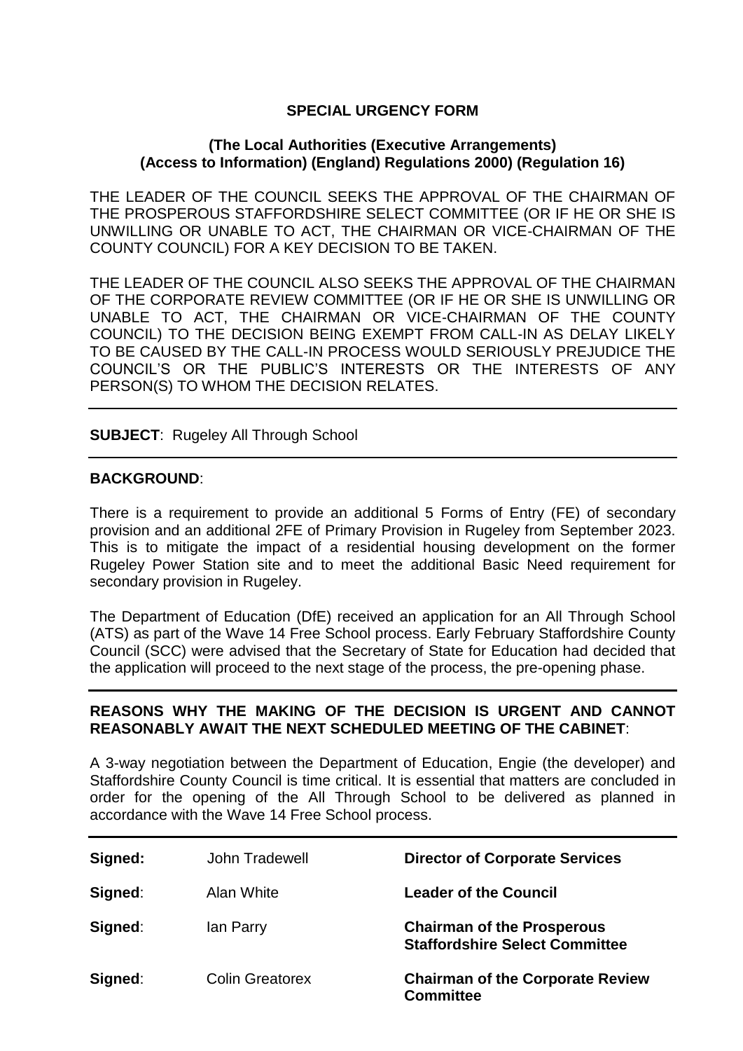# SPECIAL URGENCY FORM

**(The Local Authorities (Executive Arrangements) (Access to Information) (England) Regulations 2000) (Regulation 16)**

THE LEADER OF THE COUNCIL SEEKS THE APPROVAL OF THE CHAIRMAN OF THE PROSPEROUS STAFFORDSHIRE SELECT COMMITTEE (OR IF HE OR SHE IS UNWILLING OR UNABLE TO ACT, THE CHAIRMAN OR VICE-CHAIRMAN OF THE COUNTY COUNCIL) FOR A KEY DECISION TO BE TAKEN.

THE LEADER OF THE COUNCIL ALSO SEEKS THE APPROVAL OF THE CHAIRMAN OF THE CORPORATE REVIEW COMMITTEE (OR IF HE OR SHE IS UNWILLING OR UNABLE TO ACT, THE CHAIRMAN OR VICE-CHAIRMAN OF THE COUNTY COUNCIL) TO THE DECISION BEING EXEMPT FROM CALL-IN AS DELAY LIKELY TO BE CAUSED BY THE CALL-IN PROCESS WOULD SERIOUSLY PREJUDICE THE COUNCIL'S OR THE PUBLIC'S INTERESTS OR THE INTERESTS OF ANY PERSON(S) TO WHOM THE DECISION RELATES.

---

**SUBJECT**: Rugeley All Through School

---

**BACKGROUND**:

There is a requirement to provide an additional 5 Forms of Entry (FE) of secondary provision and an additional 2FE of Primary Provision in Rugeley from September 2023. This is to mitigate the impact of a residential housing development on the former Rugeley Power Station site and to meet the additional Basic Need requirement for secondary provision in Rugeley.

The Department of Education (DfE) received an application for an All Through School (ATS) as part of the Wave 14 Free School process. Early February Staffordshire County Council (SCC) were advised that the Secretary of State for Education had decided that the application will proceed to the next stage of the process, the pre-opening phase.

---

**REASONS WHY THE MAKING OF THE DECISION IS URGENT AND CANNOT REASONABLY AWAIT THE NEXT SCHEDULED MEETING OF THE CABINET**:

A 3-way negotiation between the Department of Education, Engie (the developer) and Staffordshire County Council is time critical. It is essential that matters are concluded in order for the opening of the All Through School to be delivered as planned in accordance with the Wave 14 Free School process.

---

| | | |
|---|---|---|
| **Signed:** | John Tradewell | **Director of Corporate Services** |
| **Signed**: | Alan White | **Leader of the Council** |
| **Signed**: | Ian Parry | **Chairman of the Prosperous Staffordshire Select Committee** |
| **Signed**: | Colin Greatorex | **Chairman of the Corporate Review Committee** |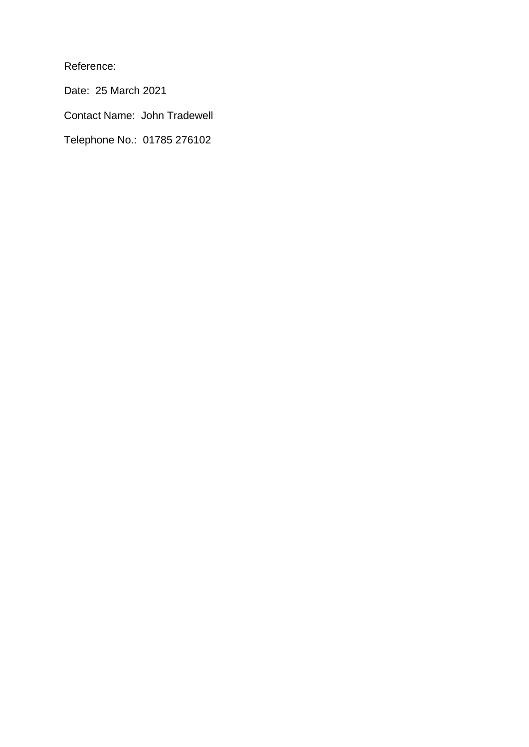Reference:

Date: 25 March 2021

Contact Name: John Tradewell

Telephone No.: 01785 276102